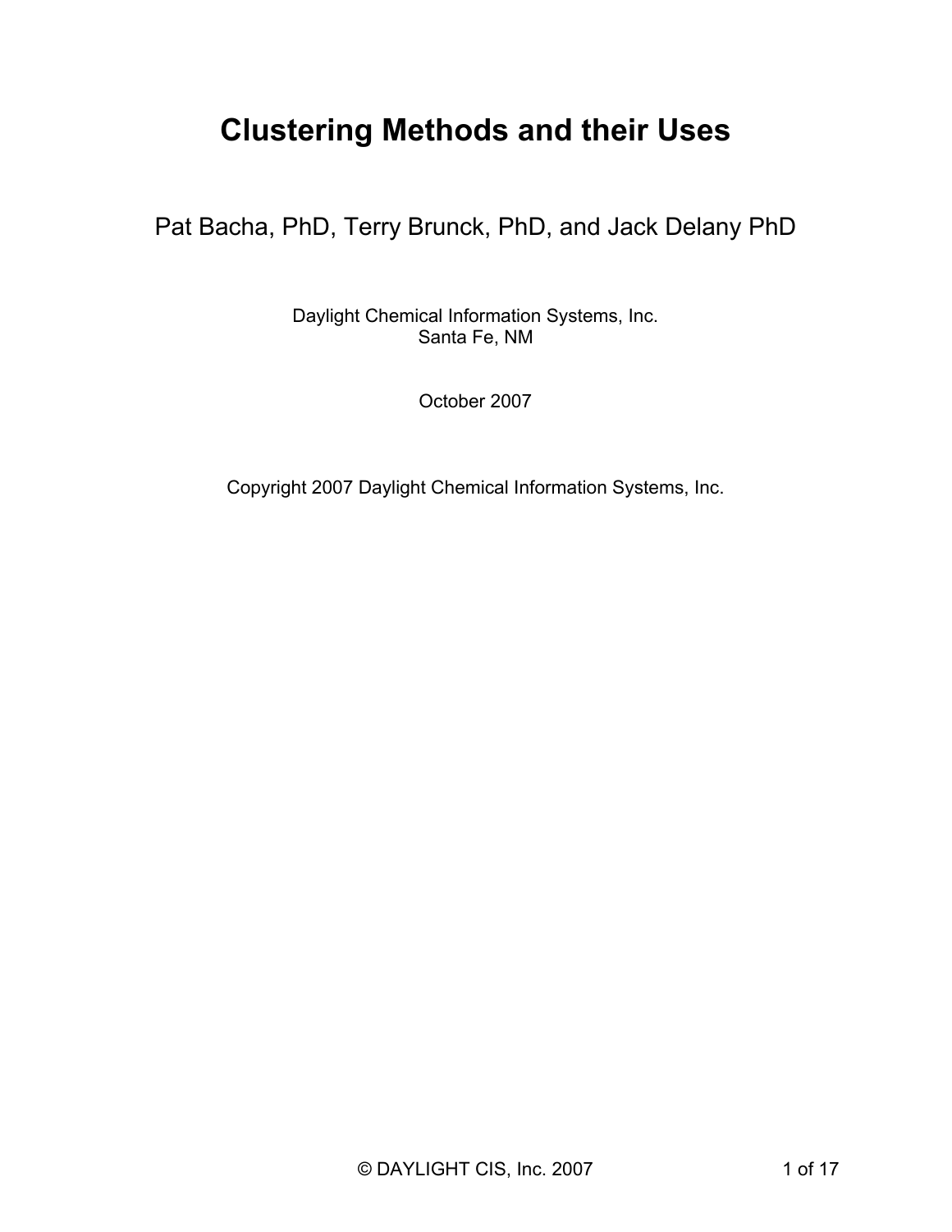# Clustering Methods and their Uses

Pat Bacha, PhD, Terry Brunck, PhD, and Jack Delany PhD

Daylight Chemical Information Systems, Inc.
Santa Fe, NM

October 2007

Copyright 2007 Daylight Chemical Information Systems, Inc.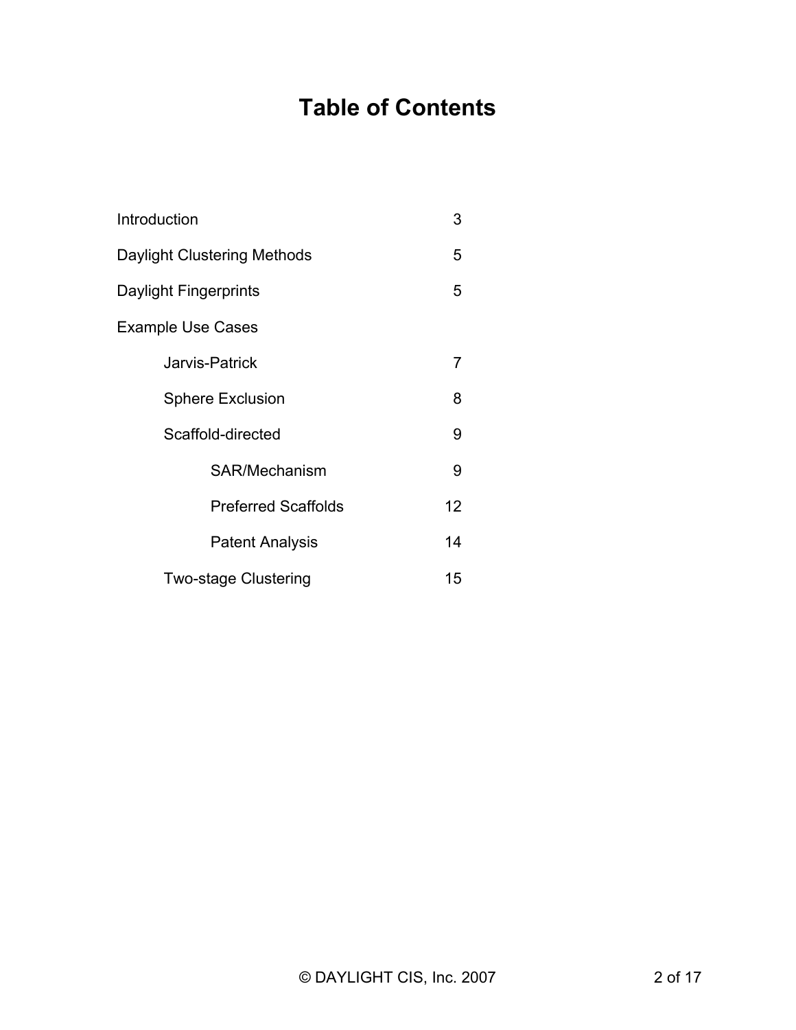# Table of Contents

| | |
|---|---|
| Introduction | 3 |
| Daylight Clustering Methods | 5 |
| Daylight Fingerprints | 5 |
| Example Use Cases | |
| &nbsp;&nbsp;&nbsp;&nbsp;Jarvis-Patrick | 7 |
| &nbsp;&nbsp;&nbsp;&nbsp;Sphere Exclusion | 8 |
| &nbsp;&nbsp;&nbsp;&nbsp;Scaffold-directed | 9 |
| &nbsp;&nbsp;&nbsp;&nbsp;&nbsp;&nbsp;&nbsp;&nbsp;SAR/Mechanism | 9 |
| &nbsp;&nbsp;&nbsp;&nbsp;&nbsp;&nbsp;&nbsp;&nbsp;Preferred Scaffolds | 12 |
| &nbsp;&nbsp;&nbsp;&nbsp;&nbsp;&nbsp;&nbsp;&nbsp;Patent Analysis | 14 |
| &nbsp;&nbsp;&nbsp;&nbsp;Two-stage Clustering | 15 |

© DAYLIGHT CIS, Inc. 2007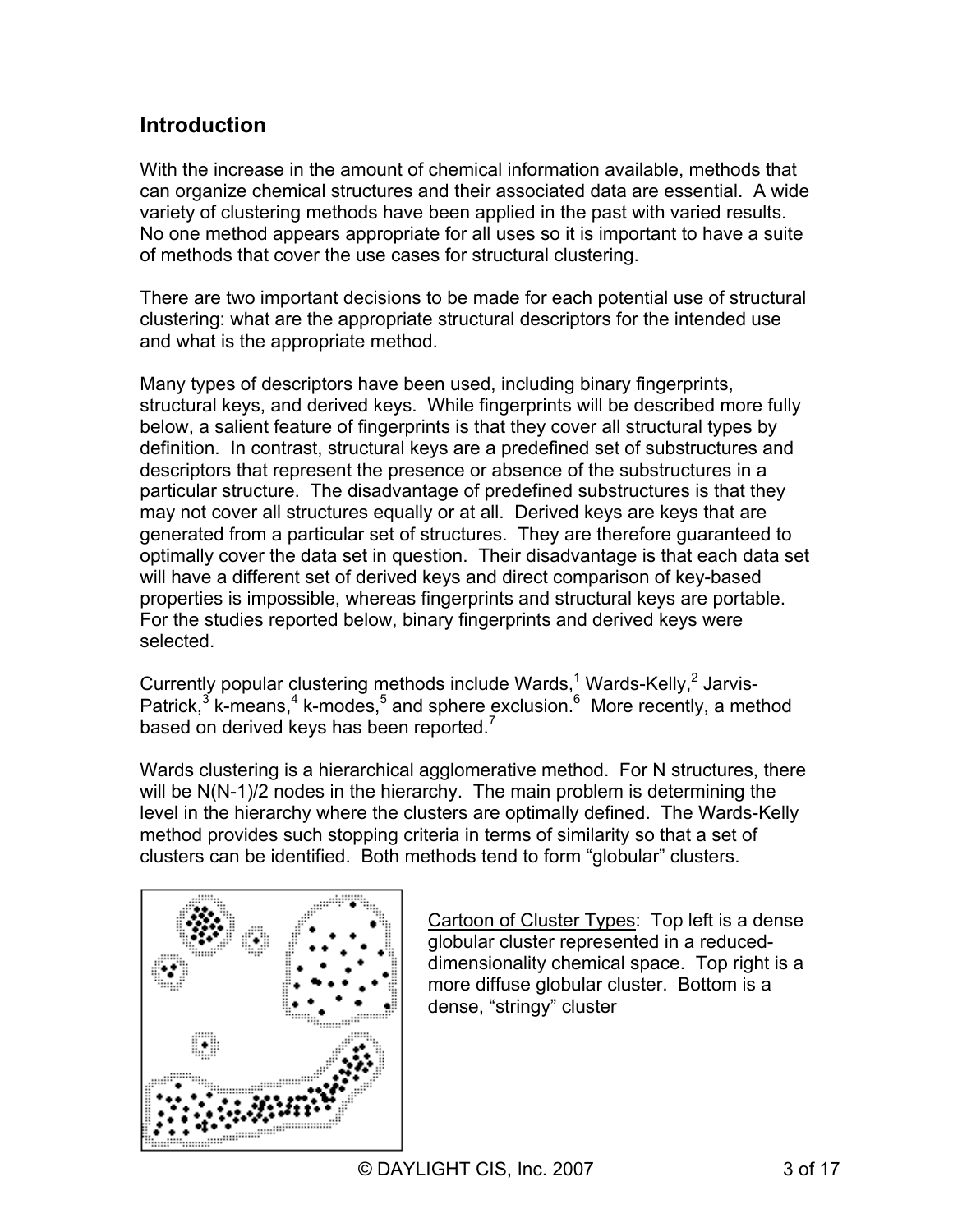## Introduction

With the increase in the amount of chemical information available, methods that can organize chemical structures and their associated data are essential. A wide variety of clustering methods have been applied in the past with varied results. No one method appears appropriate for all uses so it is important to have a suite of methods that cover the use cases for structural clustering.

There are two important decisions to be made for each potential use of structural clustering: what are the appropriate structural descriptors for the intended use and what is the appropriate method.

Many types of descriptors have been used, including binary fingerprints, structural keys, and derived keys. While fingerprints will be described more fully below, a salient feature of fingerprints is that they cover all structural types by definition. In contrast, structural keys are a predefined set of substructures and descriptors that represent the presence or absence of the substructures in a particular structure. The disadvantage of predefined substructures is that they may not cover all structures equally or at all. Derived keys are keys that are generated from a particular set of structures. They are therefore guaranteed to optimally cover the data set in question. Their disadvantage is that each data set will have a different set of derived keys and direct comparison of key-based properties is impossible, whereas fingerprints and structural keys are portable. For the studies reported below, binary fingerprints and derived keys were selected.

Currently popular clustering methods include Wards,[1] Wards-Kelly,[2] Jarvis-Patrick,[3] k-means,[4] k-modes,[5] and sphere exclusion.[6] More recently, a method based on derived keys has been reported.[7]

Wards clustering is a hierarchical agglomerative method. For N structures, there will be N(N-1)/2 nodes in the hierarchy. The main problem is determining the level in the hierarchy where the clusters are optimally defined. The Wards-Kelly method provides such stopping criteria in terms of similarity so that a set of clusters can be identified. Both methods tend to form "globular" clusters.

Cartoon of Cluster Types: Top left is a dense globular cluster represented in a reduced-dimensionality chemical space. Top right is a more diffuse globular cluster. Bottom is a dense, "stringy" cluster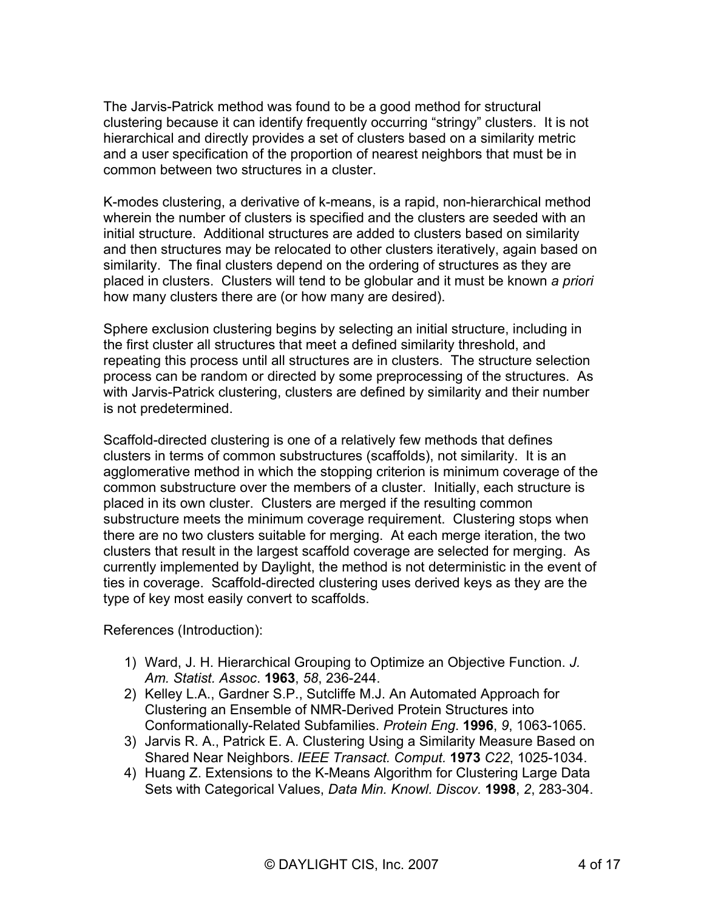The Jarvis-Patrick method was found to be a good method for structural clustering because it can identify frequently occurring “stringy” clusters. It is not hierarchical and directly provides a set of clusters based on a similarity metric and a user specification of the proportion of nearest neighbors that must be in common between two structures in a cluster.

K-modes clustering, a derivative of k-means, is a rapid, non-hierarchical method wherein the number of clusters is specified and the clusters are seeded with an initial structure. Additional structures are added to clusters based on similarity and then structures may be relocated to other clusters iteratively, again based on similarity. The final clusters depend on the ordering of structures as they are placed in clusters. Clusters will tend to be globular and it must be known *a priori* how many clusters there are (or how many are desired).

Sphere exclusion clustering begins by selecting an initial structure, including in the first cluster all structures that meet a defined similarity threshold, and repeating this process until all structures are in clusters. The structure selection process can be random or directed by some preprocessing of the structures. As with Jarvis-Patrick clustering, clusters are defined by similarity and their number is not predetermined.

Scaffold-directed clustering is one of a relatively few methods that defines clusters in terms of common substructures (scaffolds), not similarity. It is an agglomerative method in which the stopping criterion is minimum coverage of the common substructure over the members of a cluster. Initially, each structure is placed in its own cluster. Clusters are merged if the resulting common substructure meets the minimum coverage requirement. Clustering stops when there are no two clusters suitable for merging. At each merge iteration, the two clusters that result in the largest scaffold coverage are selected for merging. As currently implemented by Daylight, the method is not deterministic in the event of ties in coverage. Scaffold-directed clustering uses derived keys as they are the type of key most easily convert to scaffolds.

References (Introduction):

1) Ward, J. H. Hierarchical Grouping to Optimize an Objective Function. *J. Am. Statist. Assoc*. **1963**, *58*, 236-244.
2) Kelley L.A., Gardner S.P., Sutcliffe M.J. An Automated Approach for Clustering an Ensemble of NMR-Derived Protein Structures into Conformationally-Related Subfamilies. *Protein Eng*. **1996**, *9*, 1063-1065.
3) Jarvis R. A., Patrick E. A. Clustering Using a Similarity Measure Based on Shared Near Neighbors. *IEEE Transact. Comput.* **1973** *C22*, 1025-1034.
4) Huang Z. Extensions to the K-Means Algorithm for Clustering Large Data Sets with Categorical Values, *Data Min. Knowl. Discov.* **1998**, *2*, 283-304.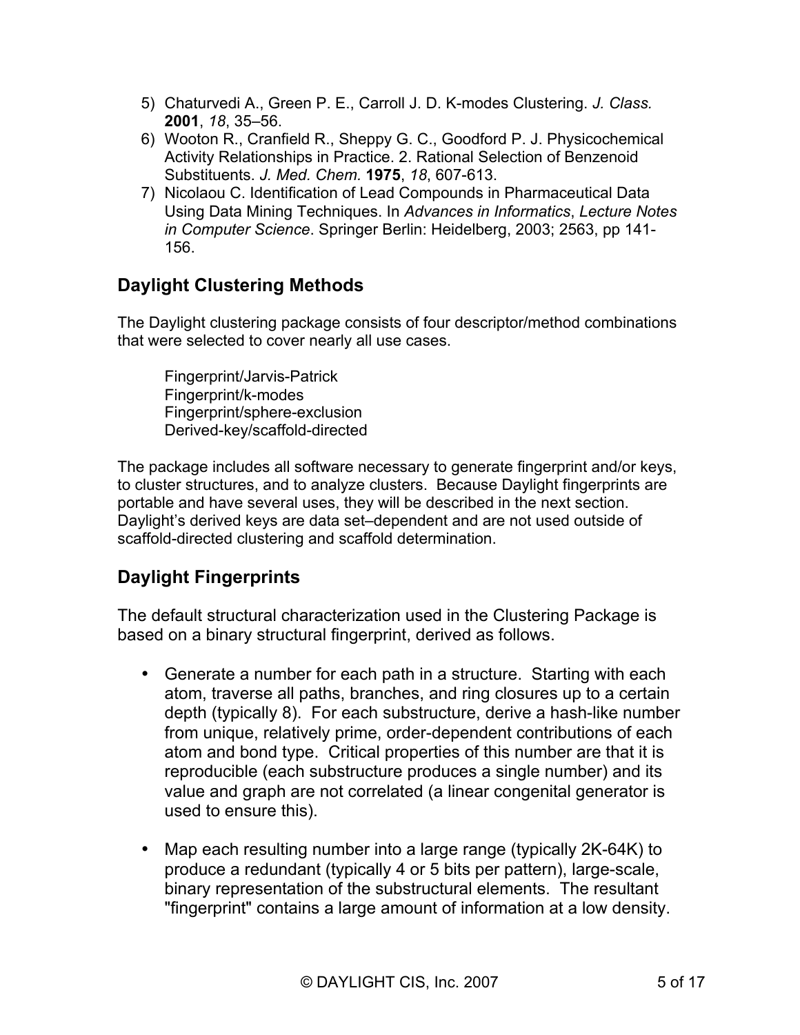5) Chaturvedi A., Green P. E., Carroll J. D. K-modes Clustering. *J. Class.* **2001**, *18*, 35–56.
6) Wooton R., Cranfield R., Sheppy G. C., Goodford P. J. Physicochemical Activity Relationships in Practice. 2. Rational Selection of Benzenoid Substituents. *J. Med. Chem.* **1975**, *18*, 607-613.
7) Nicolaou C. Identification of Lead Compounds in Pharmaceutical Data Using Data Mining Techniques. In *Advances in Informatics*, *Lecture Notes in Computer Science*. Springer Berlin: Heidelberg, 2003; 2563, pp 141-156.

## Daylight Clustering Methods

The Daylight clustering package consists of four descriptor/method combinations that were selected to cover nearly all use cases.

Fingerprint/Jarvis-Patrick
Fingerprint/k-modes
Fingerprint/sphere-exclusion
Derived-key/scaffold-directed

The package includes all software necessary to generate fingerprint and/or keys, to cluster structures, and to analyze clusters. Because Daylight fingerprints are portable and have several uses, they will be described in the next section. Daylight's derived keys are data set–dependent and are not used outside of scaffold-directed clustering and scaffold determination.

## Daylight Fingerprints

The default structural characterization used in the Clustering Package is based on a binary structural fingerprint, derived as follows.

- Generate a number for each path in a structure. Starting with each atom, traverse all paths, branches, and ring closures up to a certain depth (typically 8). For each substructure, derive a hash-like number from unique, relatively prime, order-dependent contributions of each atom and bond type. Critical properties of this number are that it is reproducible (each substructure produces a single number) and its value and graph are not correlated (a linear congenital generator is used to ensure this).

- Map each resulting number into a large range (typically 2K-64K) to produce a redundant (typically 4 or 5 bits per pattern), large-scale, binary representation of the substructural elements. The resultant "fingerprint" contains a large amount of information at a low density.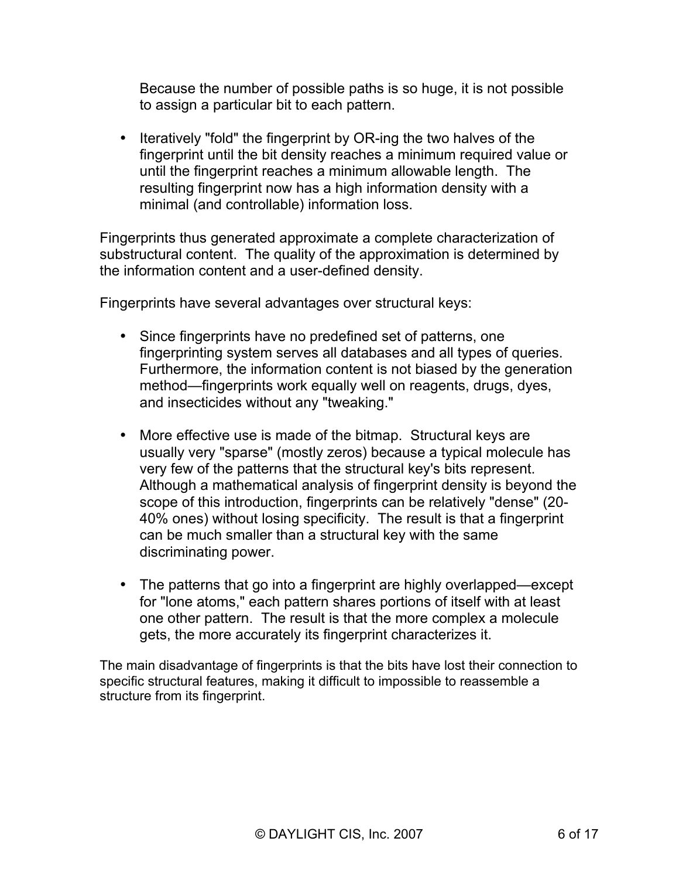Because the number of possible paths is so huge, it is not possible to assign a particular bit to each pattern.

- Iteratively "fold" the fingerprint by OR-ing the two halves of the fingerprint until the bit density reaches a minimum required value or until the fingerprint reaches a minimum allowable length. The resulting fingerprint now has a high information density with a minimal (and controllable) information loss.

Fingerprints thus generated approximate a complete characterization of substructural content. The quality of the approximation is determined by the information content and a user-defined density.

Fingerprints have several advantages over structural keys:

- Since fingerprints have no predefined set of patterns, one fingerprinting system serves all databases and all types of queries. Furthermore, the information content is not biased by the generation method—fingerprints work equally well on reagents, drugs, dyes, and insecticides without any "tweaking."

- More effective use is made of the bitmap. Structural keys are usually very "sparse" (mostly zeros) because a typical molecule has very few of the patterns that the structural key's bits represent. Although a mathematical analysis of fingerprint density is beyond the scope of this introduction, fingerprints can be relatively "dense" (20-40% ones) without losing specificity. The result is that a fingerprint can be much smaller than a structural key with the same discriminating power.

- The patterns that go into a fingerprint are highly overlapped—except for "lone atoms," each pattern shares portions of itself with at least one other pattern. The result is that the more complex a molecule gets, the more accurately its fingerprint characterizes it.

The main disadvantage of fingerprints is that the bits have lost their connection to specific structural features, making it difficult to impossible to reassemble a structure from its fingerprint.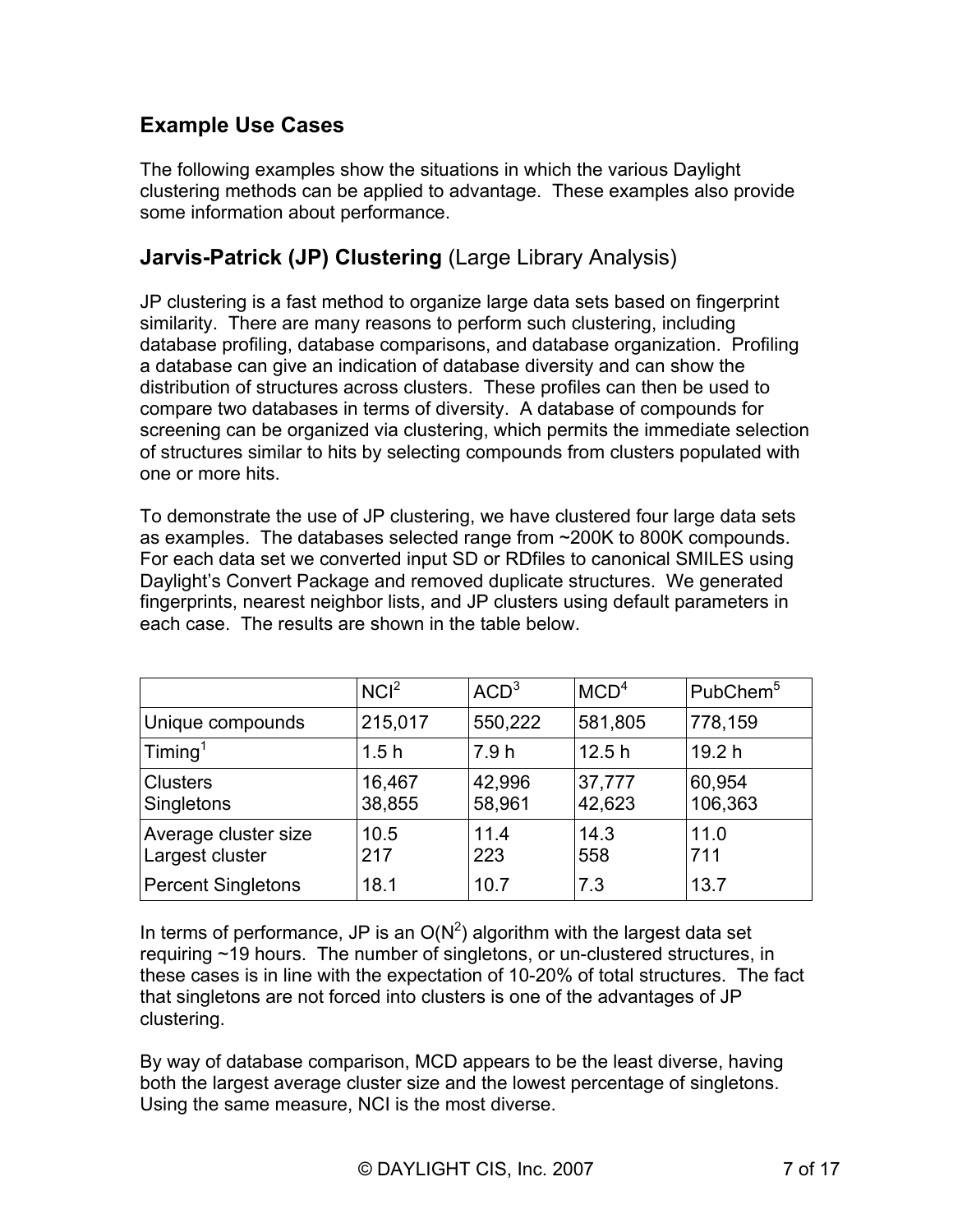## Example Use Cases

The following examples show the situations in which the various Daylight clustering methods can be applied to advantage. These examples also provide some information about performance.

## Jarvis-Patrick (JP) Clustering (Large Library Analysis)

JP clustering is a fast method to organize large data sets based on fingerprint similarity. There are many reasons to perform such clustering, including database profiling, database comparisons, and database organization. Profiling a database can give an indication of database diversity and can show the distribution of structures across clusters. These profiles can then be used to compare two databases in terms of diversity. A database of compounds for screening can be organized via clustering, which permits the immediate selection of structures similar to hits by selecting compounds from clusters populated with one or more hits.

To demonstrate the use of JP clustering, we have clustered four large data sets as examples. The databases selected range from ~200K to 800K compounds. For each data set we converted input SD or RDfiles to canonical SMILES using Daylight's Convert Package and removed duplicate structures. We generated fingerprints, nearest neighbor lists, and JP clusters using default parameters in each case. The results are shown in the table below.

| | NCI[2] | ACD[3] | MCD[4] | PubChem[5] |
|---|---|---|---|---|
| Unique compounds | 215,017 | 550,222 | 581,805 | 778,159 |
| Timing[1] | 1.5 h | 7.9 h | 12.5 h | 19.2 h |
| Clusters<br>Singletons | 16,467<br>38,855 | 42,996<br>58,961 | 37,777<br>42,623 | 60,954<br>106,363 |
| Average cluster size<br>Largest cluster<br>Percent Singletons | 10.5<br>217<br>18.1 | 11.4<br>223<br>10.7 | 14.3<br>558<br>7.3 | 11.0<br>711<br>13.7 |

In terms of performance, JP is an $O(N^2)$ algorithm with the largest data set requiring ~19 hours. The number of singletons, or un-clustered structures, in these cases is in line with the expectation of 10-20% of total structures. The fact that singletons are not forced into clusters is one of the advantages of JP clustering.

By way of database comparison, MCD appears to be the least diverse, having both the largest average cluster size and the lowest percentage of singletons. Using the same measure, NCI is the most diverse.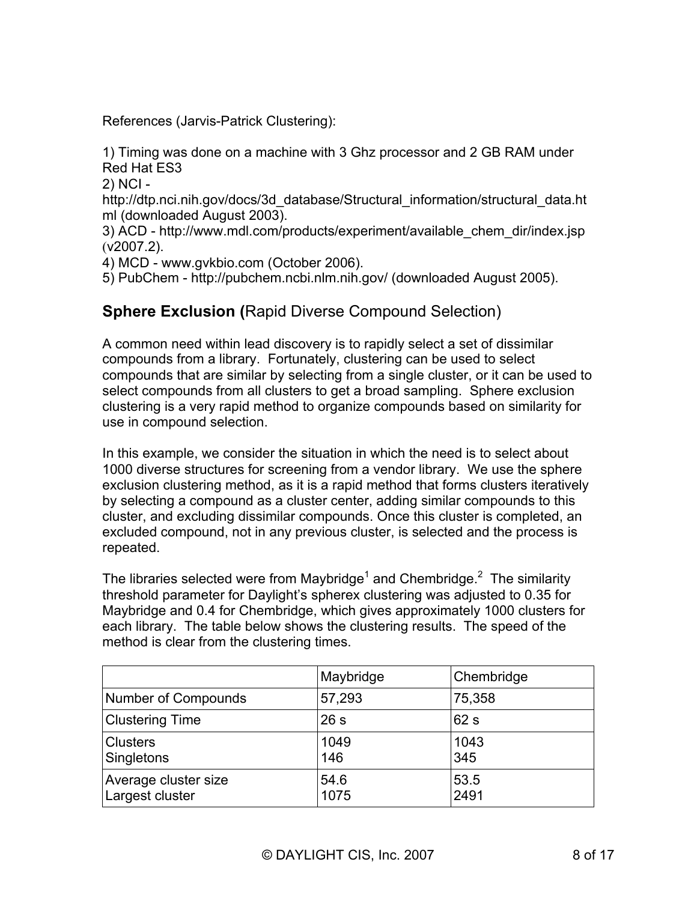References (Jarvis-Patrick Clustering):

1) Timing was done on a machine with 3 Ghz processor and 2 GB RAM under Red Hat ES3
2) NCI - http://dtp.nci.nih.gov/docs/3d_database/Structural_information/structural_data.html (downloaded August 2003).
3) ACD - http://www.mdl.com/products/experiment/available_chem_dir/index.jsp (v2007.2).
4) MCD - www.gvkbio.com (October 2006).
5) PubChem - http://pubchem.ncbi.nlm.nih.gov/ (downloaded August 2005).

## **Sphere Exclusion (**Rapid Diverse Compound Selection)

A common need within lead discovery is to rapidly select a set of dissimilar compounds from a library. Fortunately, clustering can be used to select compounds that are similar by selecting from a single cluster, or it can be used to select compounds from all clusters to get a broad sampling. Sphere exclusion clustering is a very rapid method to organize compounds based on similarity for use in compound selection.

In this example, we consider the situation in which the need is to select about 1000 diverse structures for screening from a vendor library. We use the sphere exclusion clustering method, as it is a rapid method that forms clusters iteratively by selecting a compound as a cluster center, adding similar compounds to this cluster, and excluding dissimilar compounds. Once this cluster is completed, an excluded compound, not in any previous cluster, is selected and the process is repeated.

The libraries selected were from Maybridge[1] and Chembridge.[2] The similarity threshold parameter for Daylight's spherex clustering was adjusted to 0.35 for Maybridge and 0.4 for Chembridge, which gives approximately 1000 clusters for each library. The table below shows the clustering results. The speed of the method is clear from the clustering times.

| | Maybridge | Chembridge |
|---|---|---|
| Number of Compounds | 57,293 | 75,358 |
| Clustering Time | 26 s | 62 s |
| Clusters<br>Singletons | 1049<br>146 | 1043<br>345 |
| Average cluster size<br>Largest cluster | 54.6<br>1075 | 53.5<br>2491 |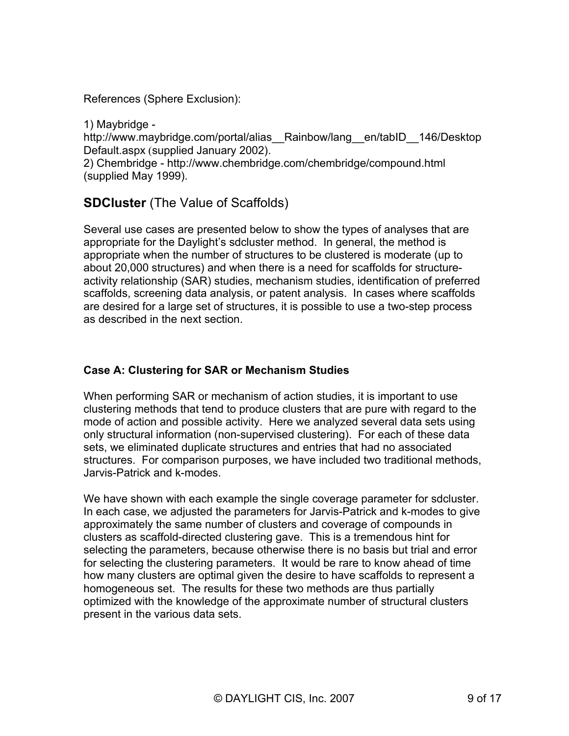References (Sphere Exclusion):

1) Maybridge - http://www.maybridge.com/portal/alias__Rainbow/lang__en/tabID__146/DesktopDefault.aspx (supplied January 2002).
2) Chembridge - http://www.chembridge.com/chembridge/compound.html (supplied May 1999).

## **SDCluster** (The Value of Scaffolds)

Several use cases are presented below to show the types of analyses that are appropriate for the Daylight's sdcluster method. In general, the method is appropriate when the number of structures to be clustered is moderate (up to about 20,000 structures) and when there is a need for scaffolds for structure-activity relationship (SAR) studies, mechanism studies, identification of preferred scaffolds, screening data analysis, or patent analysis. In cases where scaffolds are desired for a large set of structures, it is possible to use a two-step process as described in the next section.

### Case A: Clustering for SAR or Mechanism Studies

When performing SAR or mechanism of action studies, it is important to use clustering methods that tend to produce clusters that are pure with regard to the mode of action and possible activity. Here we analyzed several data sets using only structural information (non-supervised clustering). For each of these data sets, we eliminated duplicate structures and entries that had no associated structures. For comparison purposes, we have included two traditional methods, Jarvis-Patrick and k-modes.

We have shown with each example the single coverage parameter for sdcluster. In each case, we adjusted the parameters for Jarvis-Patrick and k-modes to give approximately the same number of clusters and coverage of compounds in clusters as scaffold-directed clustering gave. This is a tremendous hint for selecting the parameters, because otherwise there is no basis but trial and error for selecting the clustering parameters. It would be rare to know ahead of time how many clusters are optimal given the desire to have scaffolds to represent a homogeneous set. The results for these two methods are thus partially optimized with the knowledge of the approximate number of structural clusters present in the various data sets.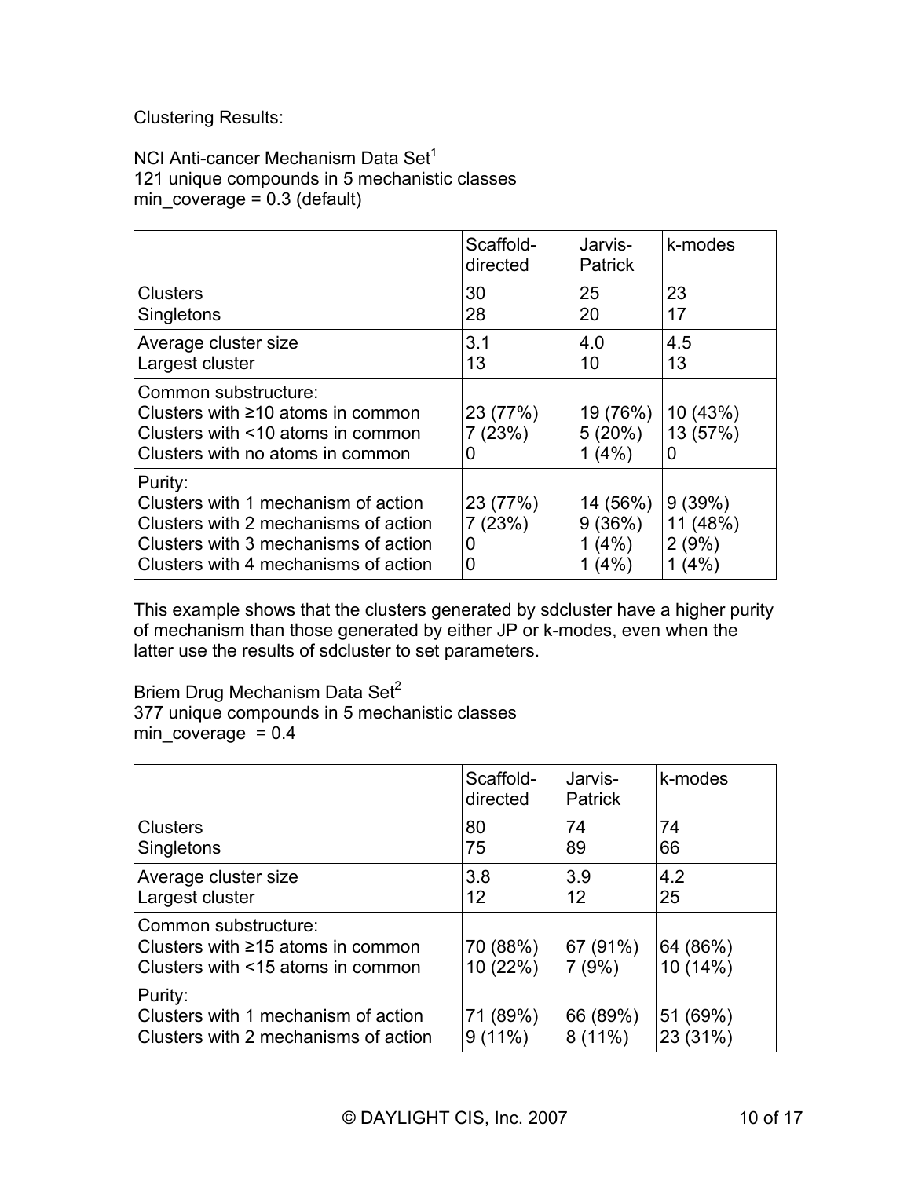Clustering Results:

NCI Anti-cancer Mechanism Data Set[1]
121 unique compounds in 5 mechanistic classes
min_coverage = 0.3 (default)

| | Scaffold-directed | Jarvis-Patrick | k-modes |
|---|---|---|---|
| Clusters<br>Singletons | 30<br>28 | 25<br>20 | 23<br>17 |
| Average cluster size<br>Largest cluster | 3.1<br>13 | 4.0<br>10 | 4.5<br>13 |
| Common substructure:<br>Clusters with ≥10 atoms in common<br>Clusters with <10 atoms in common<br>Clusters with no atoms in common | <br>23 (77%)<br>7 (23%)<br>0 | <br>19 (76%)<br>5 (20%)<br>1 (4%) | <br>10 (43%)<br>13 (57%)<br>0 |
| Purity:<br>Clusters with 1 mechanism of action<br>Clusters with 2 mechanisms of action<br>Clusters with 3 mechanisms of action<br>Clusters with 4 mechanisms of action | <br>23 (77%)<br>7 (23%)<br>0<br>0 | <br>14 (56%)<br>9 (36%)<br>1 (4%)<br>1 (4%) | <br>9 (39%)<br>11 (48%)<br>2 (9%)<br>1 (4%) |

This example shows that the clusters generated by sdcluster have a higher purity of mechanism than those generated by either JP or k-modes, even when the latter use the results of sdcluster to set parameters.

Briem Drug Mechanism Data Set[2]
377 unique compounds in 5 mechanistic classes
min_coverage = 0.4

| | Scaffold-directed | Jarvis-Patrick | k-modes |
|---|---|---|---|
| Clusters<br>Singletons | 80<br>75 | 74<br>89 | 74<br>66 |
| Average cluster size<br>Largest cluster | 3.8<br>12 | 3.9<br>12 | 4.2<br>25 |
| Common substructure:<br>Clusters with ≥15 atoms in common<br>Clusters with <15 atoms in common | <br>70 (88%)<br>10 (22%) | <br>67 (91%)<br>7 (9%) | <br>64 (86%)<br>10 (14%) |
| Purity:<br>Clusters with 1 mechanism of action<br>Clusters with 2 mechanisms of action | <br>71 (89%)<br>9 (11%) | <br>66 (89%)<br>8 (11%) | <br>51 (69%)<br>23 (31%) |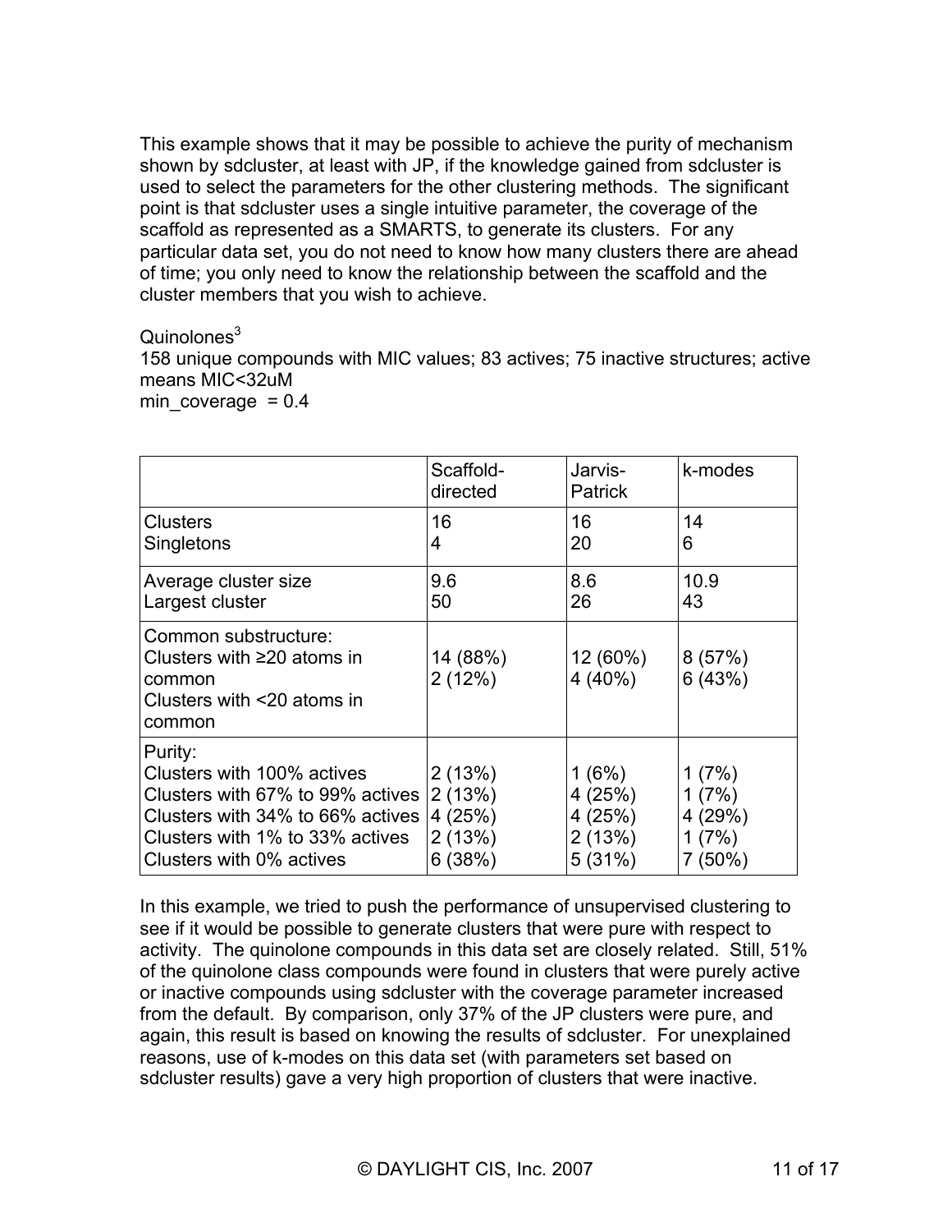This example shows that it may be possible to achieve the purity of mechanism shown by sdcluster, at least with JP, if the knowledge gained from sdcluster is used to select the parameters for the other clustering methods. The significant point is that sdcluster uses a single intuitive parameter, the coverage of the scaffold as represented as a SMARTS, to generate its clusters. For any particular data set, you do not need to know how many clusters there are ahead of time; you only need to know the relationship between the scaffold and the cluster members that you wish to achieve.

Quinolones[3]
158 unique compounds with MIC values; 83 actives; 75 inactive structures; active means MIC<32uM
min_coverage = 0.4

| | Scaffold-directed | Jarvis-Patrick | k-modes |
|---|---|---|---|
| Clusters<br>Singletons | 16<br>4 | 16<br>20 | 14<br>6 |
| Average cluster size<br>Largest cluster | 9.6<br>50 | 8.6<br>26 | 10.9<br>43 |
| Common substructure:<br>Clusters with ≥20 atoms in common<br>Clusters with <20 atoms in common | <br>14 (88%)<br>2 (12%) | <br>12 (60%)<br>4 (40%) | <br>8 (57%)<br>6 (43%) |
| Purity:<br>Clusters with 100% actives<br>Clusters with 67% to 99% actives<br>Clusters with 34% to 66% actives<br>Clusters with 1% to 33% actives<br>Clusters with 0% actives | <br>2 (13%)<br>2 (13%)<br>4 (25%)<br>2 (13%)<br>6 (38%) | <br>1 (6%)<br>4 (25%)<br>4 (25%)<br>2 (13%)<br>5 (31%) | <br>1 (7%)<br>1 (7%)<br>4 (29%)<br>1 (7%)<br>7 (50%) |

In this example, we tried to push the performance of unsupervised clustering to see if it would be possible to generate clusters that were pure with respect to activity. The quinolone compounds in this data set are closely related. Still, 51% of the quinolone class compounds were found in clusters that were purely active or inactive compounds using sdcluster with the coverage parameter increased from the default. By comparison, only 37% of the JP clusters were pure, and again, this result is based on knowing the results of sdcluster. For unexplained reasons, use of k-modes on this data set (with parameters set based on sdcluster results) gave a very high proportion of clusters that were inactive.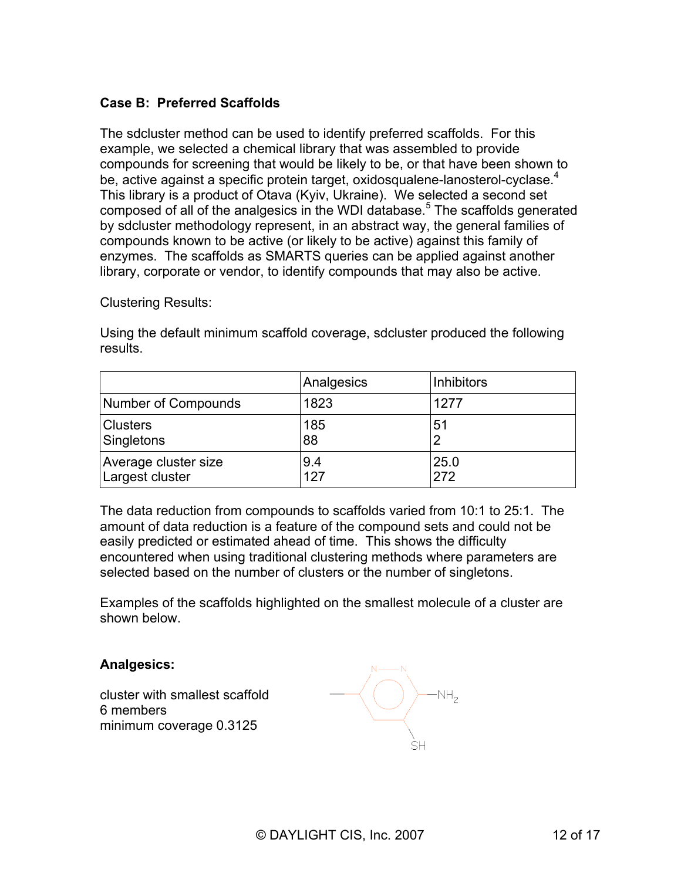**Case B: Preferred Scaffolds**

The sdcluster method can be used to identify preferred scaffolds. For this example, we selected a chemical library that was assembled to provide compounds for screening that would be likely to be, or that have been shown to be, active against a specific protein target, oxidosqualene-lanosterol-cyclase.[4] This library is a product of Otava (Kyiv, Ukraine). We selected a second set composed of all of the analgesics in the WDI database.[5] The scaffolds generated by sdcluster methodology represent, in an abstract way, the general families of compounds known to be active (or likely to be active) against this family of enzymes. The scaffolds as SMARTS queries can be applied against another library, corporate or vendor, to identify compounds that may also be active.

Clustering Results:

Using the default minimum scaffold coverage, sdcluster produced the following results.

| | Analgesics | Inhibitors |
|---|---|---|
| Number of Compounds | 1823 | 1277 |
| Clusters<br>Singletons | 185<br>88 | 51<br>2 |
| Average cluster size<br>Largest cluster | 9.4<br>127 | 25.0<br>272 |

The data reduction from compounds to scaffolds varied from 10:1 to 25:1. The amount of data reduction is a feature of the compound sets and could not be easily predicted or estimated ahead of time. This shows the difficulty encountered when using traditional clustering methods where parameters are selected based on the number of clusters or the number of singletons.

Examples of the scaffolds highlighted on the smallest molecule of a cluster are shown below.

**Analgesics:**

cluster with smallest scaffold
6 members
minimum coverage 0.3125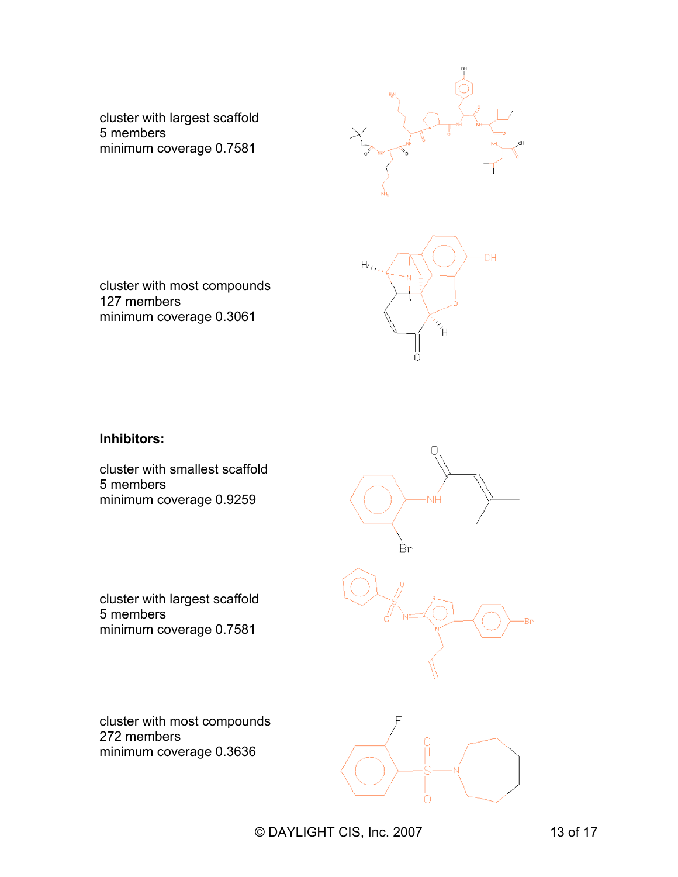cluster with largest scaffold
5 members
minimum coverage 0.7581

cluster with most compounds
127 members
minimum coverage 0.3061

**Inhibitors:**

cluster with smallest scaffold
5 members
minimum coverage 0.9259

cluster with largest scaffold
5 members
minimum coverage 0.7581

cluster with most compounds
272 members
minimum coverage 0.3636

© DAYLIGHT CIS, Inc. 2007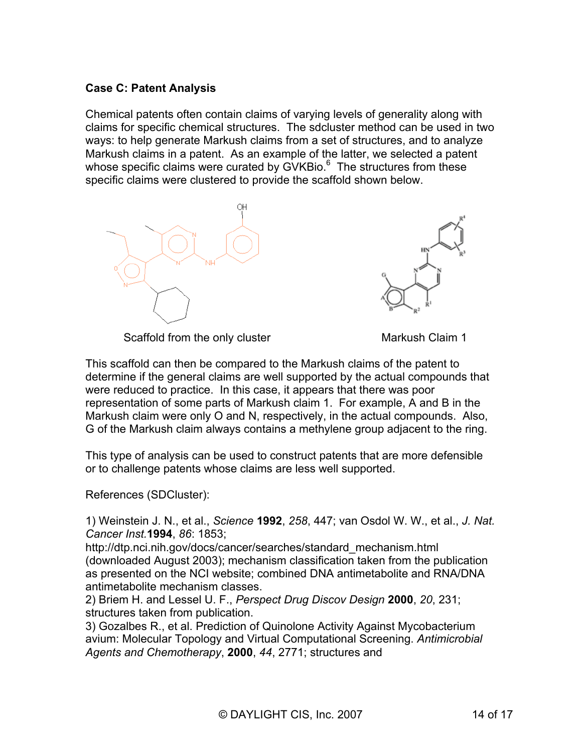### Case C: Patent Analysis

Chemical patents often contain claims of varying levels of generality along with claims for specific chemical structures. The sdcluster method can be used in two ways: to help generate Markush claims from a set of structures, and to analyze Markush claims in a patent. As an example of the latter, we selected a patent whose specific claims were curated by GVKBio.[6] The structures from these specific claims were clustered to provide the scaffold shown below.

Scaffold from the only cluster

Markush Claim 1

This scaffold can then be compared to the Markush claims of the patent to determine if the general claims are well supported by the actual compounds that were reduced to practice. In this case, it appears that there was poor representation of some parts of Markush claim 1. For example, A and B in the Markush claim were only O and N, respectively, in the actual compounds. Also, G of the Markush claim always contains a methylene group adjacent to the ring.

This type of analysis can be used to construct patents that are more defensible or to challenge patents whose claims are less well supported.

References (SDCluster):

1) Weinstein J. N., et al., *Science* **1992**, *258*, 447; van Osdol W. W., et al., *J. Nat. Cancer Inst.* **1994**, *86*: 1853; http://dtp.nci.nih.gov/docs/cancer/searches/standard_mechanism.html (downloaded August 2003); mechanism classification taken from the publication as presented on the NCI website; combined DNA antimetabolite and RNA/DNA antimetabolite mechanism classes.
2) Briem H. and Lessel U. F., *Perspect Drug Discov Design* **2000**, *20*, 231; structures taken from publication.
3) Gozalbes R., et al. Prediction of Quinolone Activity Against Mycobacterium avium: Molecular Topology and Virtual Computational Screening. *Antimicrobial Agents and Chemotherapy*, **2000**, *44*, 2771; structures and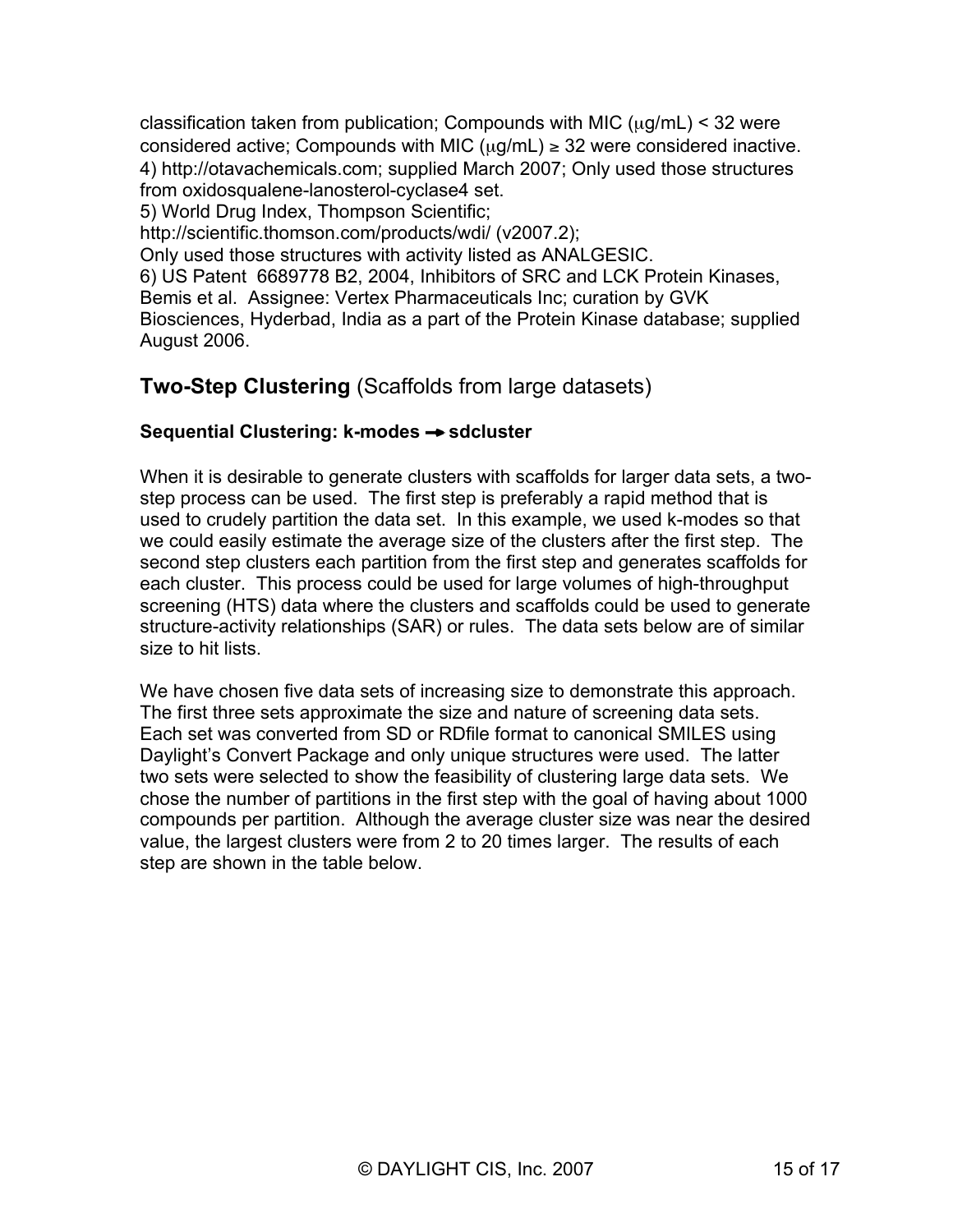classification taken from publication; Compounds with MIC (μg/mL) < 32 were considered active; Compounds with MIC (μg/mL) ≥ 32 were considered inactive.
4) http://otavachemicals.com; supplied March 2007; Only used those structures from oxidosqualene-lanosterol-cyclase4 set.
5) World Drug Index, Thompson Scientific;
http://scientific.thomson.com/products/wdi/ (v2007.2);
Only used those structures with activity listed as ANALGESIC.
6) US Patent 6689778 B2, 2004, Inhibitors of SRC and LCK Protein Kinases, Bemis et al. Assignee: Vertex Pharmaceuticals Inc; curation by GVK Biosciences, Hyderbad, India as a part of the Protein Kinase database; supplied August 2006.

## **Two-Step Clustering** (Scaffolds from large datasets)

### Sequential Clustering: k-modes → sdcluster

When it is desirable to generate clusters with scaffolds for larger data sets, a two-step process can be used. The first step is preferably a rapid method that is used to crudely partition the data set. In this example, we used k-modes so that we could easily estimate the average size of the clusters after the first step. The second step clusters each partition from the first step and generates scaffolds for each cluster. This process could be used for large volumes of high-throughput screening (HTS) data where the clusters and scaffolds could be used to generate structure-activity relationships (SAR) or rules. The data sets below are of similar size to hit lists.

We have chosen five data sets of increasing size to demonstrate this approach. The first three sets approximate the size and nature of screening data sets. Each set was converted from SD or RDfile format to canonical SMILES using Daylight's Convert Package and only unique structures were used. The latter two sets were selected to show the feasibility of clustering large data sets. We chose the number of partitions in the first step with the goal of having about 1000 compounds per partition. Although the average cluster size was near the desired value, the largest clusters were from 2 to 20 times larger. The results of each step are shown in the table below.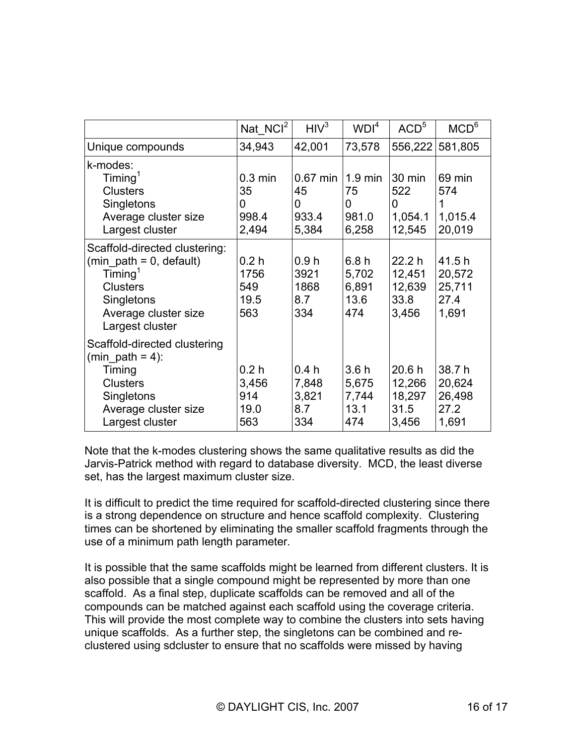|  | Nat_NCI[2] | HIV[3] | WDI[4] | ACD[5] | MCD[6] |
| --- | --- | --- | --- | --- | --- |
| Unique compounds | 34,943 | 42,001 | 73,578 | 556,222 | 581,805 |
| k-modes: | | | | | |
| Timing[1] | 0.3 min | 0.67 min | 1.9 min | 30 min | 69 min |
| Clusters | 35 | 45 | 75 | 522 | 574 |
| Singletons | 0 | 0 | 0 | 0 | 1 |
| Average cluster size | 998.4 | 933.4 | 981.0 | 1,054.1 | 1,015.4 |
| Largest cluster | 2,494 | 5,384 | 6,258 | 12,545 | 20,019 |
| Scaffold-directed clustering: (min_path = 0, default) | | | | | |
| Timing[1] | 0.2 h | 0.9 h | 6.8 h | 22.2 h | 41.5 h |
| Clusters | 1756 | 3921 | 5,702 | 12,451 | 20,572 |
| Singletons | 549 | 1868 | 6,891 | 12,639 | 25,711 |
| Average cluster size | 19.5 | 8.7 | 13.6 | 33.8 | 27.4 |
| Largest cluster | 563 | 334 | 474 | 3,456 | 1,691 |
| Scaffold-directed clustering (min_path = 4): | | | | | |
| Timing | 0.2 h | 0.4 h | 3.6 h | 20.6 h | 38.7 h |
| Clusters | 3,456 | 7,848 | 5,675 | 12,266 | 20,624 |
| Singletons | 914 | 3,821 | 7,744 | 18,297 | 26,498 |
| Average cluster size | 19.0 | 8.7 | 13.1 | 31.5 | 27.2 |
| Largest cluster | 563 | 334 | 474 | 3,456 | 1,691 |

Note that the k-modes clustering shows the same qualitative results as did the Jarvis-Patrick method with regard to database diversity. MCD, the least diverse set, has the largest maximum cluster size.

It is difficult to predict the time required for scaffold-directed clustering since there is a strong dependence on structure and hence scaffold complexity. Clustering times can be shortened by eliminating the smaller scaffold fragments through the use of a minimum path length parameter.

It is possible that the same scaffolds might be learned from different clusters. It is also possible that a single compound might be represented by more than one scaffold. As a final step, duplicate scaffolds can be removed and all of the compounds can be matched against each scaffold using the coverage criteria. This will provide the most complete way to combine the clusters into sets having unique scaffolds. As a further step, the singletons can be combined and re-clustered using sdcluster to ensure that no scaffolds were missed by having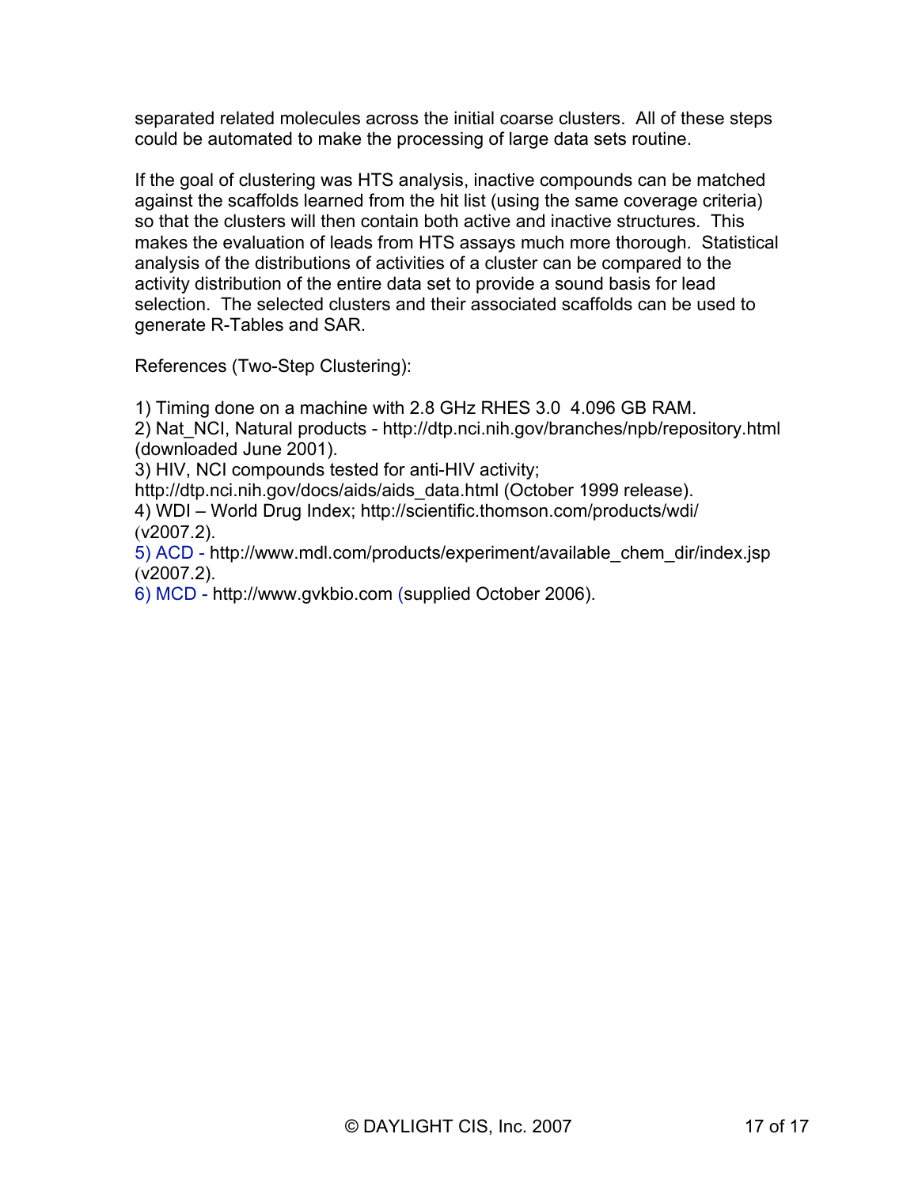separated related molecules across the initial coarse clusters. All of these steps could be automated to make the processing of large data sets routine.

If the goal of clustering was HTS analysis, inactive compounds can be matched against the scaffolds learned from the hit list (using the same coverage criteria) so that the clusters will then contain both active and inactive structures. This makes the evaluation of leads from HTS assays much more thorough. Statistical analysis of the distributions of activities of a cluster can be compared to the activity distribution of the entire data set to provide a sound basis for lead selection. The selected clusters and their associated scaffolds can be used to generate R-Tables and SAR.

References (Two-Step Clustering):

1) Timing done on a machine with 2.8 GHz RHES 3.0 4.096 GB RAM.
2) Nat_NCI, Natural products - http://dtp.nci.nih.gov/branches/npb/repository.html (downloaded June 2001).
3) HIV, NCI compounds tested for anti-HIV activity; http://dtp.nci.nih.gov/docs/aids/aids_data.html (October 1999 release).
4) WDI – World Drug Index; http://scientific.thomson.com/products/wdi/ (v2007.2).
5) ACD - http://www.mdl.com/products/experiment/available_chem_dir/index.jsp (v2007.2).
6) MCD - http://www.gvkbio.com (supplied October 2006).

© DAYLIGHT CIS, Inc. 2007